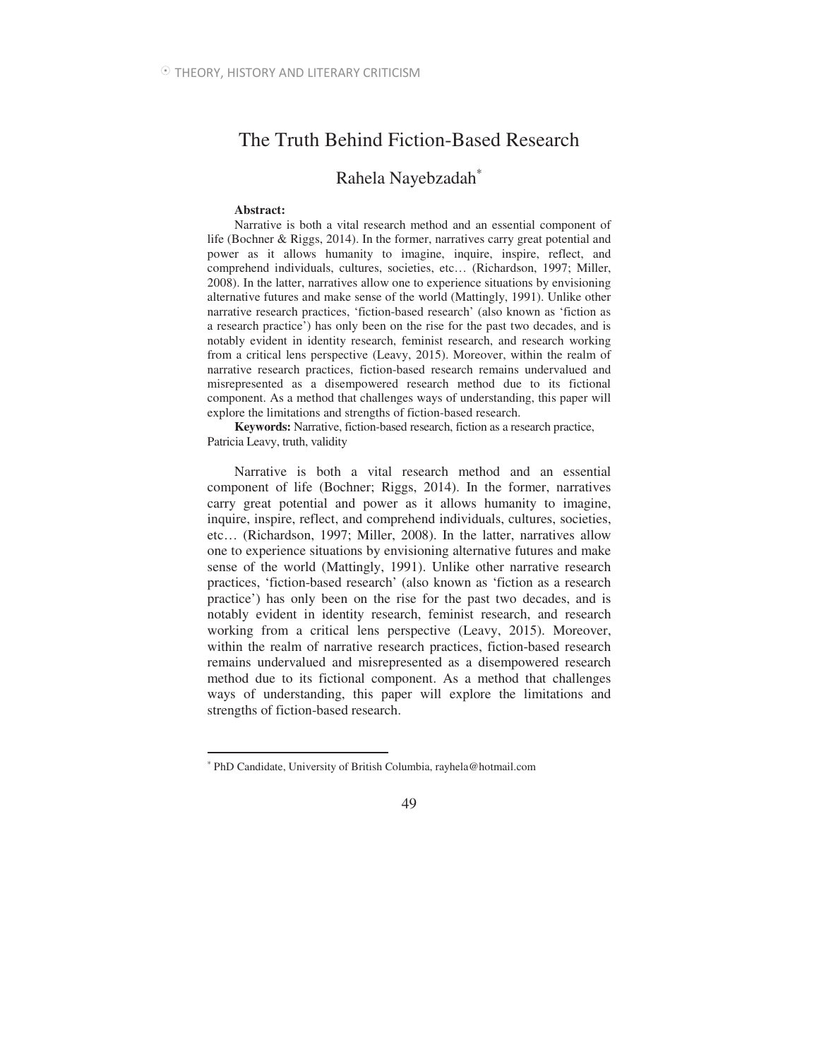# The Truth Behind Fiction-Based Research

## Rahela Nayebzadah[*]

**Abstract:**

Narrative is both a vital research method and an essential component of life (Bochner & Riggs, 2014). In the former, narratives carry great potential and power as it allows humanity to imagine, inquire, inspire, reflect, and comprehend individuals, cultures, societies, etc… (Richardson, 1997; Miller, 2008). In the latter, narratives allow one to experience situations by envisioning alternative futures and make sense of the world (Mattingly, 1991). Unlike other narrative research practices, 'fiction-based research' (also known as 'fiction as a research practice') has only been on the rise for the past two decades, and is notably evident in identity research, feminist research, and research working from a critical lens perspective (Leavy, 2015). Moreover, within the realm of narrative research practices, fiction-based research remains undervalued and misrepresented as a disempowered research method due to its fictional component. As a method that challenges ways of understanding, this paper will explore the limitations and strengths of fiction-based research.

**Keywords:** Narrative, fiction-based research, fiction as a research practice, Patricia Leavy, truth, validity

Narrative is both a vital research method and an essential component of life (Bochner; Riggs, 2014). In the former, narratives carry great potential and power as it allows humanity to imagine, inquire, inspire, reflect, and comprehend individuals, cultures, societies, etc… (Richardson, 1997; Miller, 2008). In the latter, narratives allow one to experience situations by envisioning alternative futures and make sense of the world (Mattingly, 1991). Unlike other narrative research practices, 'fiction-based research' (also known as 'fiction as a research practice') has only been on the rise for the past two decades, and is notably evident in identity research, feminist research, and research working from a critical lens perspective (Leavy, 2015). Moreover, within the realm of narrative research practices, fiction-based research remains undervalued and misrepresented as a disempowered research method due to its fictional component. As a method that challenges ways of understanding, this paper will explore the limitations and strengths of fiction-based research.

---

[*] PhD Candidate, University of British Columbia, rayhela@hotmail.com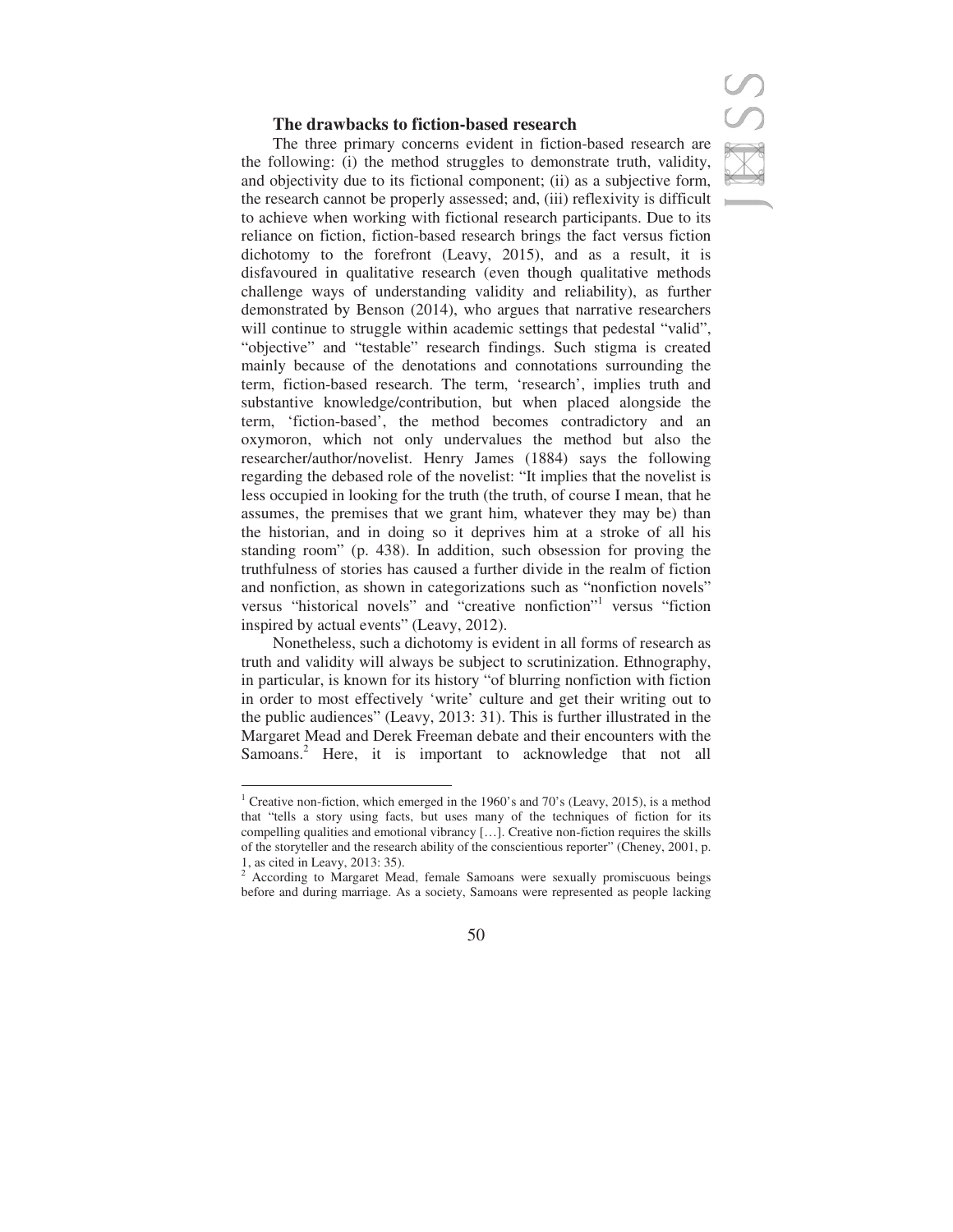### The drawbacks to fiction-based research

The three primary concerns evident in fiction-based research are the following: (i) the method struggles to demonstrate truth, validity, and objectivity due to its fictional component; (ii) as a subjective form, the research cannot be properly assessed; and, (iii) reflexivity is difficult to achieve when working with fictional research participants. Due to its reliance on fiction, fiction-based research brings the fact versus fiction dichotomy to the forefront (Leavy, 2015), and as a result, it is disfavoured in qualitative research (even though qualitative methods challenge ways of understanding validity and reliability), as further demonstrated by Benson (2014), who argues that narrative researchers will continue to struggle within academic settings that pedestal "valid", "objective" and "testable" research findings. Such stigma is created mainly because of the denotations and connotations surrounding the term, fiction-based research. The term, 'research', implies truth and substantive knowledge/contribution, but when placed alongside the term, 'fiction-based', the method becomes contradictory and an oxymoron, which not only undervalues the method but also the researcher/author/novelist. Henry James (1884) says the following regarding the debased role of the novelist: "It implies that the novelist is less occupied in looking for the truth (the truth, of course I mean, that he assumes, the premises that we grant him, whatever they may be) than the historian, and in doing so it deprives him at a stroke of all his standing room" (p. 438). In addition, such obsession for proving the truthfulness of stories has caused a further divide in the realm of fiction and nonfiction, as shown in categorizations such as "nonfiction novels" versus "historical novels" and "creative nonfiction"[1] versus "fiction inspired by actual events" (Leavy, 2012).

Nonetheless, such a dichotomy is evident in all forms of research as truth and validity will always be subject to scrutinization. Ethnography, in particular, is known for its history "of blurring nonfiction with fiction in order to most effectively 'write' culture and get their writing out to the public audiences" (Leavy, 2013: 31). This is further illustrated in the Margaret Mead and Derek Freeman debate and their encounters with the Samoans.[2] Here, it is important to acknowledge that not all

---

[1] Creative non-fiction, which emerged in the 1960's and 70's (Leavy, 2015), is a method that "tells a story using facts, but uses many of the techniques of fiction for its compelling qualities and emotional vibrancy […]. Creative non-fiction requires the skills of the storyteller and the research ability of the conscientious reporter" (Cheney, 2001, p. 1, as cited in Leavy, 2013: 35).

[2] According to Margaret Mead, female Samoans were sexually promiscuous beings before and during marriage. As a society, Samoans were represented as people lacking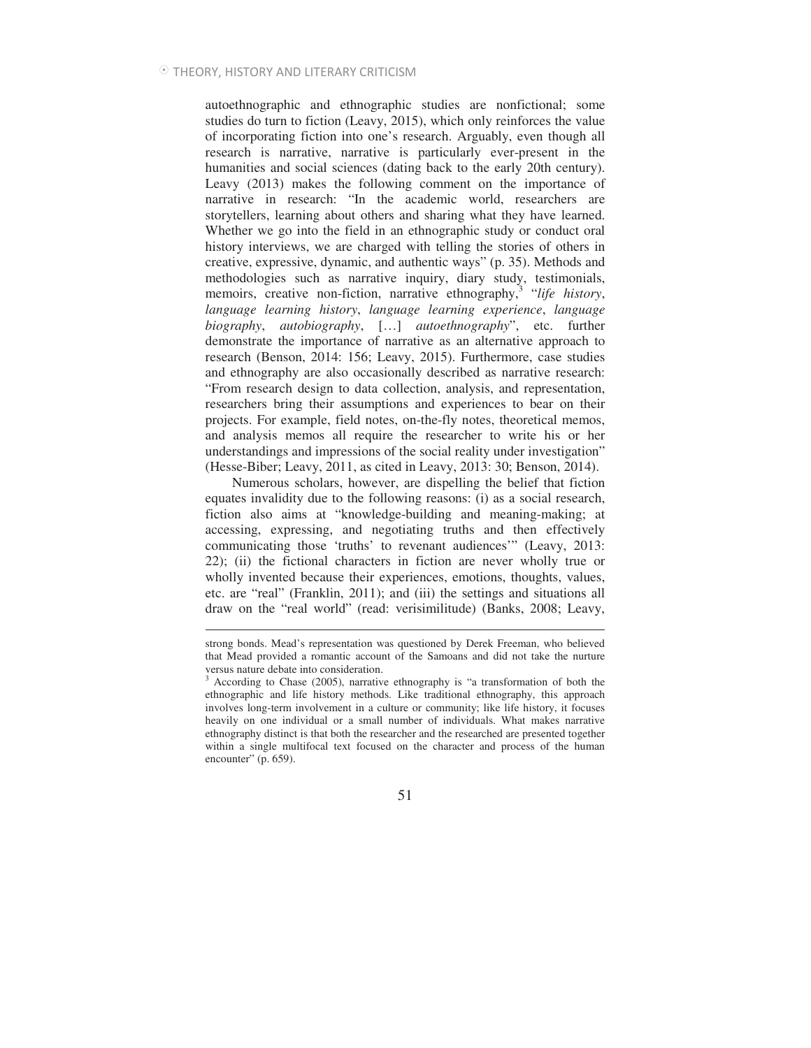autoethnographic and ethnographic studies are nonfictional; some studies do turn to fiction (Leavy, 2015), which only reinforces the value of incorporating fiction into one's research. Arguably, even though all research is narrative, narrative is particularly ever-present in the humanities and social sciences (dating back to the early 20th century). Leavy (2013) makes the following comment on the importance of narrative in research: "In the academic world, researchers are storytellers, learning about others and sharing what they have learned. Whether we go into the field in an ethnographic study or conduct oral history interviews, we are charged with telling the stories of others in creative, expressive, dynamic, and authentic ways" (p. 35). Methods and methodologies such as narrative inquiry, diary study, testimonials, memoirs, creative non-fiction, narrative ethnography,[3] "*life history*, *language learning history*, *language learning experience*, *language biography*, *autobiography*, […] *autoethnography*", etc. further demonstrate the importance of narrative as an alternative approach to research (Benson, 2014: 156; Leavy, 2015). Furthermore, case studies and ethnography are also occasionally described as narrative research: "From research design to data collection, analysis, and representation, researchers bring their assumptions and experiences to bear on their projects. For example, field notes, on-the-fly notes, theoretical memos, and analysis memos all require the researcher to write his or her understandings and impressions of the social reality under investigation" (Hesse-Biber; Leavy, 2011, as cited in Leavy, 2013: 30; Benson, 2014).

Numerous scholars, however, are dispelling the belief that fiction equates invalidity due to the following reasons: (i) as a social research, fiction also aims at "knowledge-building and meaning-making; at accessing, expressing, and negotiating truths and then effectively communicating those 'truths' to revenant audiences'" (Leavy, 2013: 22); (ii) the fictional characters in fiction are never wholly true or wholly invented because their experiences, emotions, thoughts, values, etc. are "real" (Franklin, 2011); and (iii) the settings and situations all draw on the "real world" (read: verisimilitude) (Banks, 2008; Leavy,

---

strong bonds. Mead's representation was questioned by Derek Freeman, who believed that Mead provided a romantic account of the Samoans and did not take the nurture versus nature debate into consideration.

[3] According to Chase (2005), narrative ethnography is "a transformation of both the ethnographic and life history methods. Like traditional ethnography, this approach involves long-term involvement in a culture or community; like life history, it focuses heavily on one individual or a small number of individuals. What makes narrative ethnography distinct is that both the researcher and the researched are presented together within a single multifocal text focused on the character and process of the human encounter" (p. 659).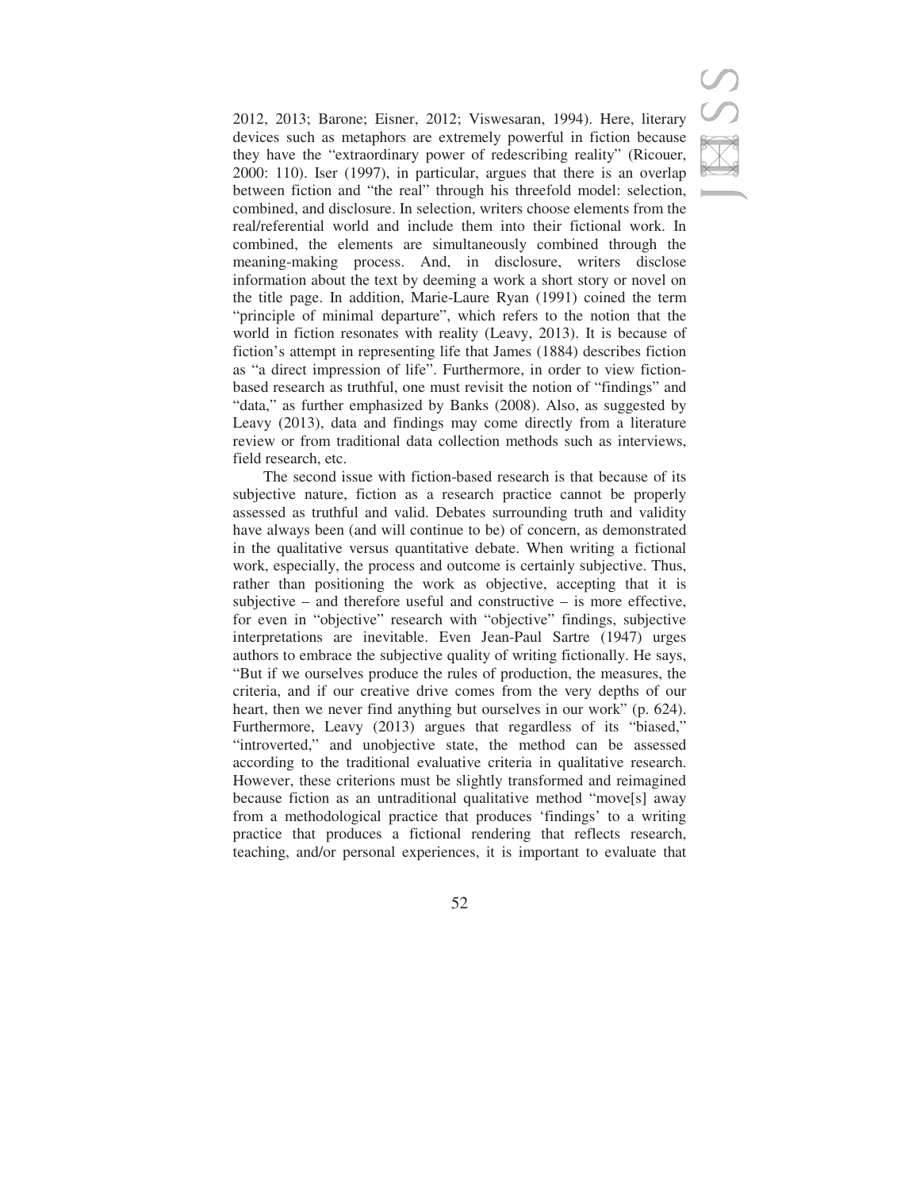2012, 2013; Barone; Eisner, 2012; Viswesaran, 1994). Here, literary devices such as metaphors are extremely powerful in fiction because they have the "extraordinary power of redescribing reality" (Ricouer, 2000: 110). Iser (1997), in particular, argues that there is an overlap between fiction and "the real" through his threefold model: selection, combined, and disclosure. In selection, writers choose elements from the real/referential world and include them into their fictional work. In combined, the elements are simultaneously combined through the meaning-making process. And, in disclosure, writers disclose information about the text by deeming a work a short story or novel on the title page. In addition, Marie-Laure Ryan (1991) coined the term "principle of minimal departure", which refers to the notion that the world in fiction resonates with reality (Leavy, 2013). It is because of fiction's attempt in representing life that James (1884) describes fiction as "a direct impression of life". Furthermore, in order to view fiction-based research as truthful, one must revisit the notion of "findings" and "data," as further emphasized by Banks (2008). Also, as suggested by Leavy (2013), data and findings may come directly from a literature review or from traditional data collection methods such as interviews, field research, etc.

The second issue with fiction-based research is that because of its subjective nature, fiction as a research practice cannot be properly assessed as truthful and valid. Debates surrounding truth and validity have always been (and will continue to be) of concern, as demonstrated in the qualitative versus quantitative debate. When writing a fictional work, especially, the process and outcome is certainly subjective. Thus, rather than positioning the work as objective, accepting that it is subjective – and therefore useful and constructive – is more effective, for even in "objective" research with "objective" findings, subjective interpretations are inevitable. Even Jean-Paul Sartre (1947) urges authors to embrace the subjective quality of writing fictionally. He says, "But if we ourselves produce the rules of production, the measures, the criteria, and if our creative drive comes from the very depths of our heart, then we never find anything but ourselves in our work" (p. 624). Furthermore, Leavy (2013) argues that regardless of its "biased," "introverted," and unobjective state, the method can be assessed according to the traditional evaluative criteria in qualitative research. However, these criterions must be slightly transformed and reimagined because fiction as an untraditional qualitative method "move[s] away from a methodological practice that produces 'findings' to a writing practice that produces a fictional rendering that reflects research, teaching, and/or personal experiences, it is important to evaluate that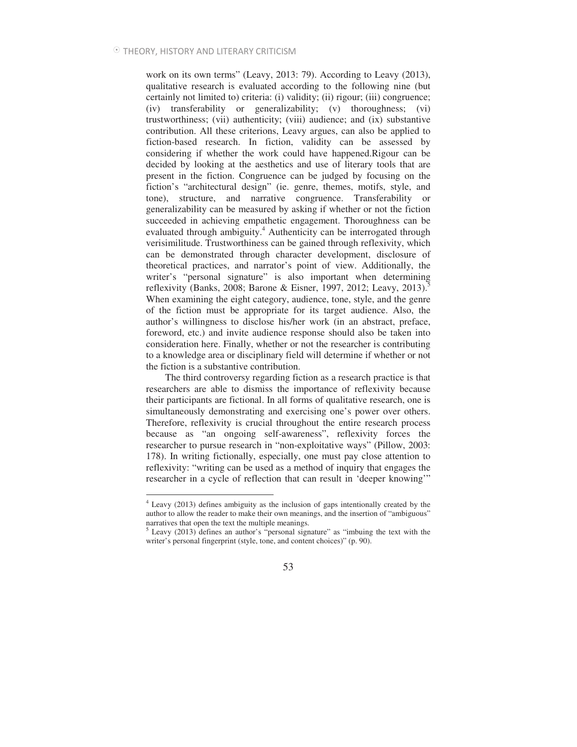work on its own terms" (Leavy, 2013: 79). According to Leavy (2013), qualitative research is evaluated according to the following nine (but certainly not limited to) criteria: (i) validity; (ii) rigour; (iii) congruence; (iv) transferability or generalizability; (v) thoroughness; (vi) trustworthiness; (vii) authenticity; (viii) audience; and (ix) substantive contribution. All these criterions, Leavy argues, can also be applied to fiction-based research. In fiction, validity can be assessed by considering if whether the work could have happened.Rigour can be decided by looking at the aesthetics and use of literary tools that are present in the fiction. Congruence can be judged by focusing on the fiction's "architectural design" (ie. genre, themes, motifs, style, and tone), structure, and narrative congruence. Transferability or generalizability can be measured by asking if whether or not the fiction succeeded in achieving empathetic engagement. Thoroughness can be evaluated through ambiguity.[4] Authenticity can be interrogated through verisimilitude. Trustworthiness can be gained through reflexivity, which can be demonstrated through character development, disclosure of theoretical practices, and narrator's point of view. Additionally, the writer's "personal signature" is also important when determining reflexivity (Banks, 2008; Barone & Eisner, 1997, 2012; Leavy, 2013).[5] When examining the eight category, audience, tone, style, and the genre of the fiction must be appropriate for its target audience. Also, the author's willingness to disclose his/her work (in an abstract, preface, foreword, etc.) and invite audience response should also be taken into consideration here. Finally, whether or not the researcher is contributing to a knowledge area or disciplinary field will determine if whether or not the fiction is a substantive contribution.

The third controversy regarding fiction as a research practice is that researchers are able to dismiss the importance of reflexivity because their participants are fictional. In all forms of qualitative research, one is simultaneously demonstrating and exercising one's power over others. Therefore, reflexivity is crucial throughout the entire research process because as "an ongoing self-awareness", reflexivity forces the researcher to pursue research in "non-exploitative ways" (Pillow, 2003: 178). In writing fictionally, especially, one must pay close attention to reflexivity: "writing can be used as a method of inquiry that engages the researcher in a cycle of reflection that can result in 'deeper knowing'"

---

[4] Leavy (2013) defines ambiguity as the inclusion of gaps intentionally created by the author to allow the reader to make their own meanings, and the insertion of "ambiguous" narratives that open the text the multiple meanings.

[5] Leavy (2013) defines an author's "personal signature" as "imbuing the text with the writer's personal fingerprint (style, tone, and content choices)" (p. 90).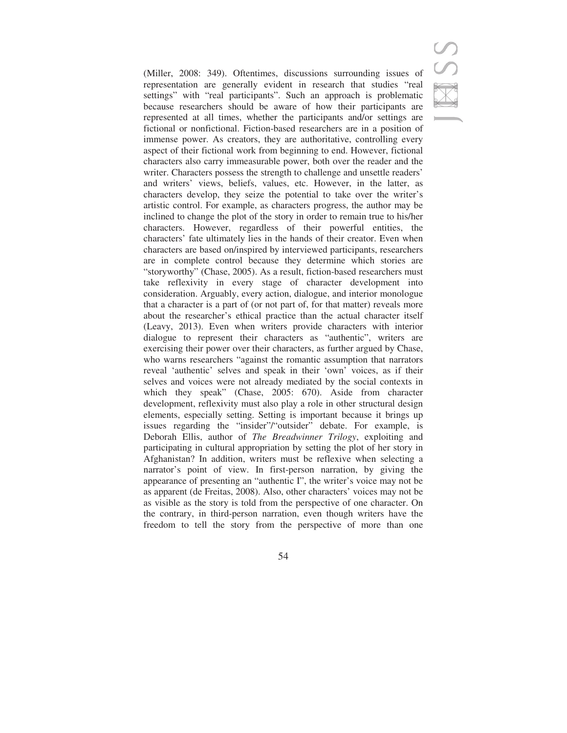(Miller, 2008: 349). Oftentimes, discussions surrounding issues of representation are generally evident in research that studies "real settings" with "real participants". Such an approach is problematic because researchers should be aware of how their participants are represented at all times, whether the participants and/or settings are fictional or nonfictional. Fiction-based researchers are in a position of immense power. As creators, they are authoritative, controlling every aspect of their fictional work from beginning to end. However, fictional characters also carry immeasurable power, both over the reader and the writer. Characters possess the strength to challenge and unsettle readers' and writers' views, beliefs, values, etc. However, in the latter, as characters develop, they seize the potential to take over the writer's artistic control. For example, as characters progress, the author may be inclined to change the plot of the story in order to remain true to his/her characters. However, regardless of their powerful entities, the characters' fate ultimately lies in the hands of their creator. Even when characters are based on/inspired by interviewed participants, researchers are in complete control because they determine which stories are "storyworthy" (Chase, 2005). As a result, fiction-based researchers must take reflexivity in every stage of character development into consideration. Arguably, every action, dialogue, and interior monologue that a character is a part of (or not part of, for that matter) reveals more about the researcher's ethical practice than the actual character itself (Leavy, 2013). Even when writers provide characters with interior dialogue to represent their characters as "authentic", writers are exercising their power over their characters, as further argued by Chase, who warns researchers "against the romantic assumption that narrators reveal 'authentic' selves and speak in their 'own' voices, as if their selves and voices were not already mediated by the social contexts in which they speak" (Chase, 2005: 670). Aside from character development, reflexivity must also play a role in other structural design elements, especially setting. Setting is important because it brings up issues regarding the "insider"/"outsider" debate. For example, is Deborah Ellis, author of *The Breadwinner Trilogy*, exploiting and participating in cultural appropriation by setting the plot of her story in Afghanistan? In addition, writers must be reflexive when selecting a narrator's point of view. In first-person narration, by giving the appearance of presenting an "authentic I", the writer's voice may not be as apparent (de Freitas, 2008). Also, other characters' voices may not be as visible as the story is told from the perspective of one character. On the contrary, in third-person narration, even though writers have the freedom to tell the story from the perspective of more than one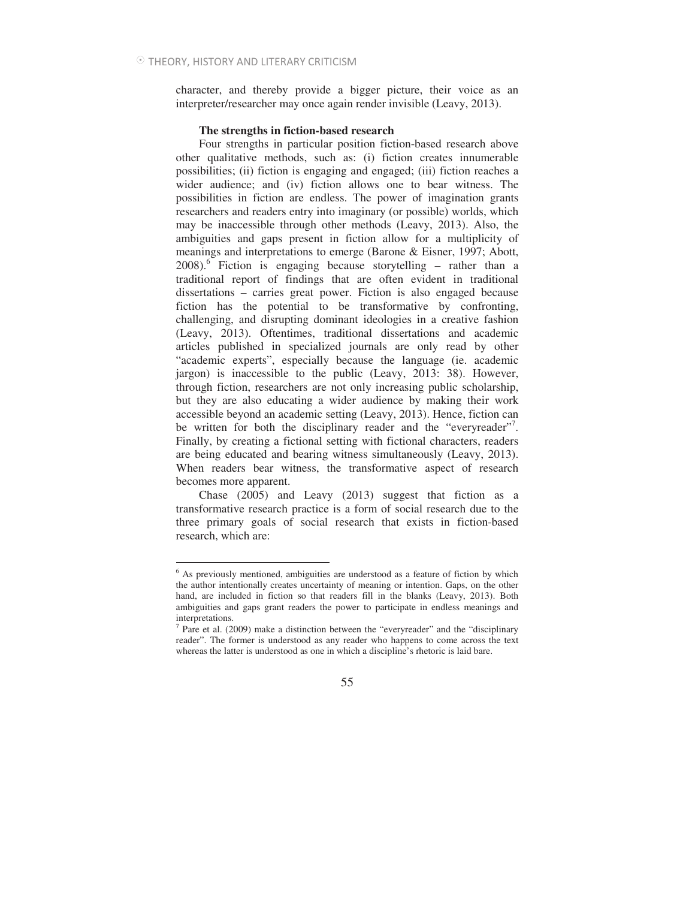character, and thereby provide a bigger picture, their voice as an interpreter/researcher may once again render invisible (Leavy, 2013).

**The strengths in fiction-based research**

Four strengths in particular position fiction-based research above other qualitative methods, such as: (i) fiction creates innumerable possibilities; (ii) fiction is engaging and engaged; (iii) fiction reaches a wider audience; and (iv) fiction allows one to bear witness. The possibilities in fiction are endless. The power of imagination grants researchers and readers entry into imaginary (or possible) worlds, which may be inaccessible through other methods (Leavy, 2013). Also, the ambiguities and gaps present in fiction allow for a multiplicity of meanings and interpretations to emerge (Barone & Eisner, 1997; Abott, 2008).[6] Fiction is engaging because storytelling – rather than a traditional report of findings that are often evident in traditional dissertations – carries great power. Fiction is also engaged because fiction has the potential to be transformative by confronting, challenging, and disrupting dominant ideologies in a creative fashion (Leavy, 2013). Oftentimes, traditional dissertations and academic articles published in specialized journals are only read by other "academic experts", especially because the language (ie. academic jargon) is inaccessible to the public (Leavy, 2013: 38). However, through fiction, researchers are not only increasing public scholarship, but they are also educating a wider audience by making their work accessible beyond an academic setting (Leavy, 2013). Hence, fiction can be written for both the disciplinary reader and the "everyreader"[7]. Finally, by creating a fictional setting with fictional characters, readers are being educated and bearing witness simultaneously (Leavy, 2013). When readers bear witness, the transformative aspect of research becomes more apparent.

Chase (2005) and Leavy (2013) suggest that fiction as a transformative research practice is a form of social research due to the three primary goals of social research that exists in fiction-based research, which are:

---

[6] As previously mentioned, ambiguities are understood as a feature of fiction by which the author intentionally creates uncertainty of meaning or intention. Gaps, on the other hand, are included in fiction so that readers fill in the blanks (Leavy, 2013). Both ambiguities and gaps grant readers the power to participate in endless meanings and interpretations.

[7] Pare et al. (2009) make a distinction between the "everyreader" and the "disciplinary reader". The former is understood as any reader who happens to come across the text whereas the latter is understood as one in which a discipline's rhetoric is laid bare.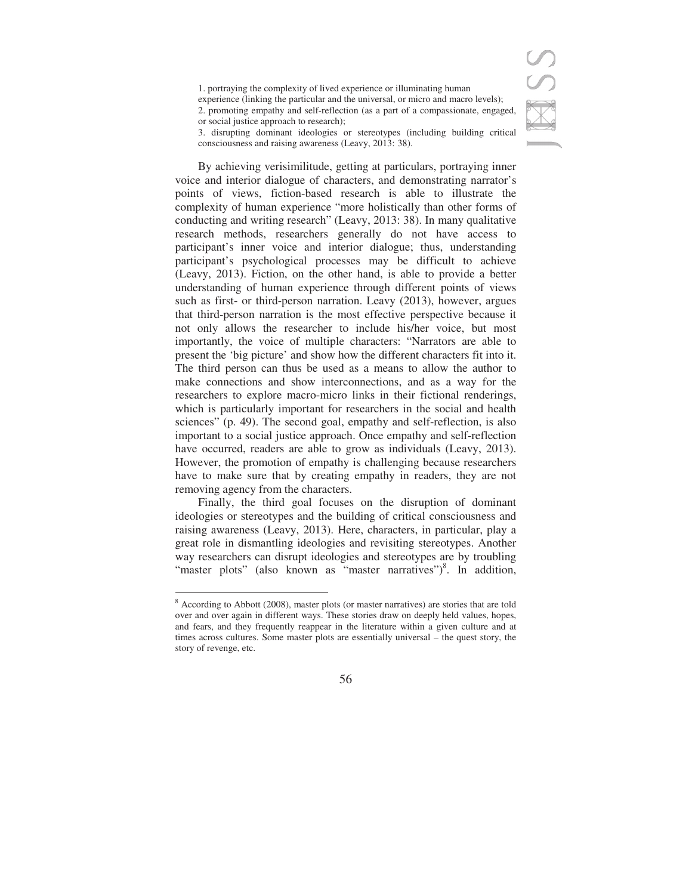1. portraying the complexity of lived experience or illuminating human experience (linking the particular and the universal, or micro and macro levels);
2. promoting empathy and self-reflection (as a part of a compassionate, engaged, or social justice approach to research);
3. disrupting dominant ideologies or stereotypes (including building critical consciousness and raising awareness (Leavy, 2013: 38).

By achieving verisimilitude, getting at particulars, portraying inner voice and interior dialogue of characters, and demonstrating narrator's points of views, fiction-based research is able to illustrate the complexity of human experience "more holistically than other forms of conducting and writing research" (Leavy, 2013: 38). In many qualitative research methods, researchers generally do not have access to participant's inner voice and interior dialogue; thus, understanding participant's psychological processes may be difficult to achieve (Leavy, 2013). Fiction, on the other hand, is able to provide a better understanding of human experience through different points of views such as first- or third-person narration. Leavy (2013), however, argues that third-person narration is the most effective perspective because it not only allows the researcher to include his/her voice, but most importantly, the voice of multiple characters: "Narrators are able to present the 'big picture' and show how the different characters fit into it. The third person can thus be used as a means to allow the author to make connections and show interconnections, and as a way for the researchers to explore macro-micro links in their fictional renderings, which is particularly important for researchers in the social and health sciences" (p. 49). The second goal, empathy and self-reflection, is also important to a social justice approach. Once empathy and self-reflection have occurred, readers are able to grow as individuals (Leavy, 2013). However, the promotion of empathy is challenging because researchers have to make sure that by creating empathy in readers, they are not removing agency from the characters.

Finally, the third goal focuses on the disruption of dominant ideologies or stereotypes and the building of critical consciousness and raising awareness (Leavy, 2013). Here, characters, in particular, play a great role in dismantling ideologies and revisiting stereotypes. Another way researchers can disrupt ideologies and stereotypes are by troubling "master plots" (also known as "master narratives")[8]. In addition,

[8] According to Abbott (2008), master plots (or master narratives) are stories that are told over and over again in different ways. These stories draw on deeply held values, hopes, and fears, and they frequently reappear in the literature within a given culture and at times across cultures. Some master plots are essentially universal – the quest story, the story of revenge, etc.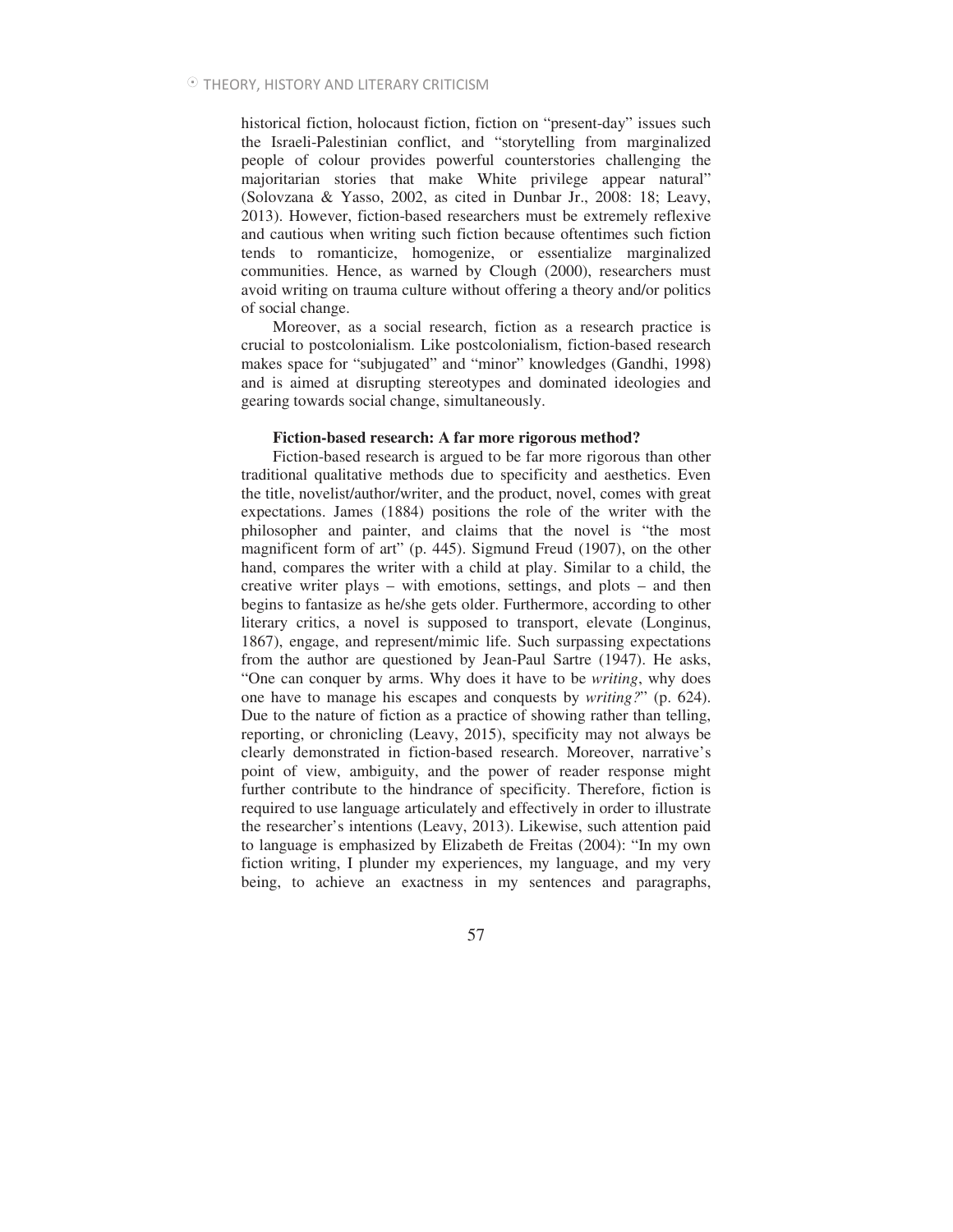historical fiction, holocaust fiction, fiction on "present-day" issues such the Israeli-Palestinian conflict, and "storytelling from marginalized people of colour provides powerful counterstories challenging the majoritarian stories that make White privilege appear natural" (Solovzana & Yasso, 2002, as cited in Dunbar Jr., 2008: 18; Leavy, 2013). However, fiction-based researchers must be extremely reflexive and cautious when writing such fiction because oftentimes such fiction tends to romanticize, homogenize, or essentialize marginalized communities. Hence, as warned by Clough (2000), researchers must avoid writing on trauma culture without offering a theory and/or politics of social change.

Moreover, as a social research, fiction as a research practice is crucial to postcolonialism. Like postcolonialism, fiction-based research makes space for "subjugated" and "minor" knowledges (Gandhi, 1998) and is aimed at disrupting stereotypes and dominated ideologies and gearing towards social change, simultaneously.

### Fiction-based research: A far more rigorous method?

Fiction-based research is argued to be far more rigorous than other traditional qualitative methods due to specificity and aesthetics. Even the title, novelist/author/writer, and the product, novel, comes with great expectations. James (1884) positions the role of the writer with the philosopher and painter, and claims that the novel is "the most magnificent form of art" (p. 445). Sigmund Freud (1907), on the other hand, compares the writer with a child at play. Similar to a child, the creative writer plays – with emotions, settings, and plots – and then begins to fantasize as he/she gets older. Furthermore, according to other literary critics, a novel is supposed to transport, elevate (Longinus, 1867), engage, and represent/mimic life. Such surpassing expectations from the author are questioned by Jean-Paul Sartre (1947). He asks, "One can conquer by arms. Why does it have to be *writing*, why does one have to manage his escapes and conquests by *writing?*" (p. 624). Due to the nature of fiction as a practice of showing rather than telling, reporting, or chronicling (Leavy, 2015), specificity may not always be clearly demonstrated in fiction-based research. Moreover, narrative's point of view, ambiguity, and the power of reader response might further contribute to the hindrance of specificity. Therefore, fiction is required to use language articulately and effectively in order to illustrate the researcher's intentions (Leavy, 2013). Likewise, such attention paid to language is emphasized by Elizabeth de Freitas (2004): "In my own fiction writing, I plunder my experiences, my language, and my very being, to achieve an exactness in my sentences and paragraphs,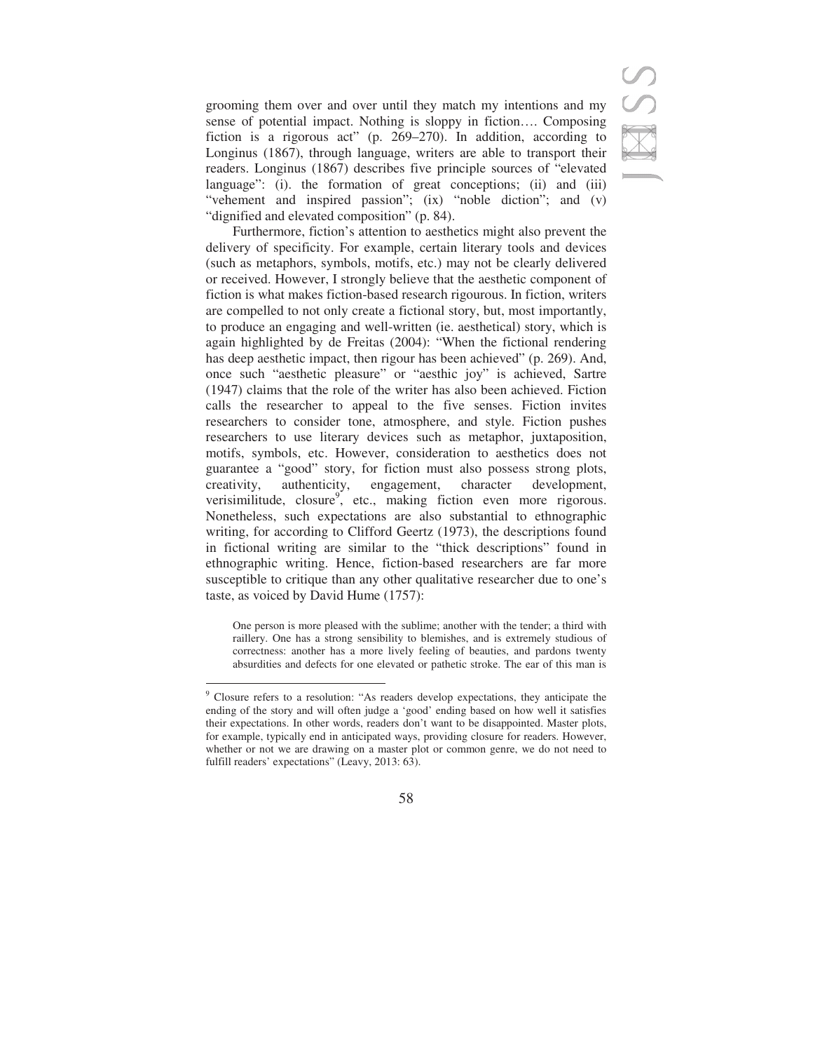grooming them over and over until they match my intentions and my sense of potential impact. Nothing is sloppy in fiction…. Composing fiction is a rigorous act" (p. 269–270). In addition, according to Longinus (1867), through language, writers are able to transport their readers. Longinus (1867) describes five principle sources of "elevated language": (i). the formation of great conceptions; (ii) and (iii) "vehement and inspired passion"; (ix) "noble diction"; and (v) "dignified and elevated composition" (p. 84).

Furthermore, fiction's attention to aesthetics might also prevent the delivery of specificity. For example, certain literary tools and devices (such as metaphors, symbols, motifs, etc.) may not be clearly delivered or received. However, I strongly believe that the aesthetic component of fiction is what makes fiction-based research rigourous. In fiction, writers are compelled to not only create a fictional story, but, most importantly, to produce an engaging and well-written (ie. aesthetical) story, which is again highlighted by de Freitas (2004): "When the fictional rendering has deep aesthetic impact, then rigour has been achieved" (p. 269). And, once such "aesthetic pleasure" or "aesthic joy" is achieved, Sartre (1947) claims that the role of the writer has also been achieved. Fiction calls the researcher to appeal to the five senses. Fiction invites researchers to consider tone, atmosphere, and style. Fiction pushes researchers to use literary devices such as metaphor, juxtaposition, motifs, symbols, etc. However, consideration to aesthetics does not guarantee a "good" story, for fiction must also possess strong plots, creativity, authenticity, engagement, character development, verisimilitude, closure[9], etc., making fiction even more rigorous. Nonetheless, such expectations are also substantial to ethnographic writing, for according to Clifford Geertz (1973), the descriptions found in fictional writing are similar to the "thick descriptions" found in ethnographic writing. Hence, fiction-based researchers are far more susceptible to critique than any other qualitative researcher due to one's taste, as voiced by David Hume (1757):

> One person is more pleased with the sublime; another with the tender; a third with raillery. One has a strong sensibility to blemishes, and is extremely studious of correctness: another has a more lively feeling of beauties, and pardons twenty absurdities and defects for one elevated or pathetic stroke. The ear of this man is

---

[9] Closure refers to a resolution: "As readers develop expectations, they anticipate the ending of the story and will often judge a 'good' ending based on how well it satisfies their expectations. In other words, readers don't want to be disappointed. Master plots, for example, typically end in anticipated ways, providing closure for readers. However, whether or not we are drawing on a master plot or common genre, we do not need to fulfill readers' expectations" (Leavy, 2013: 63).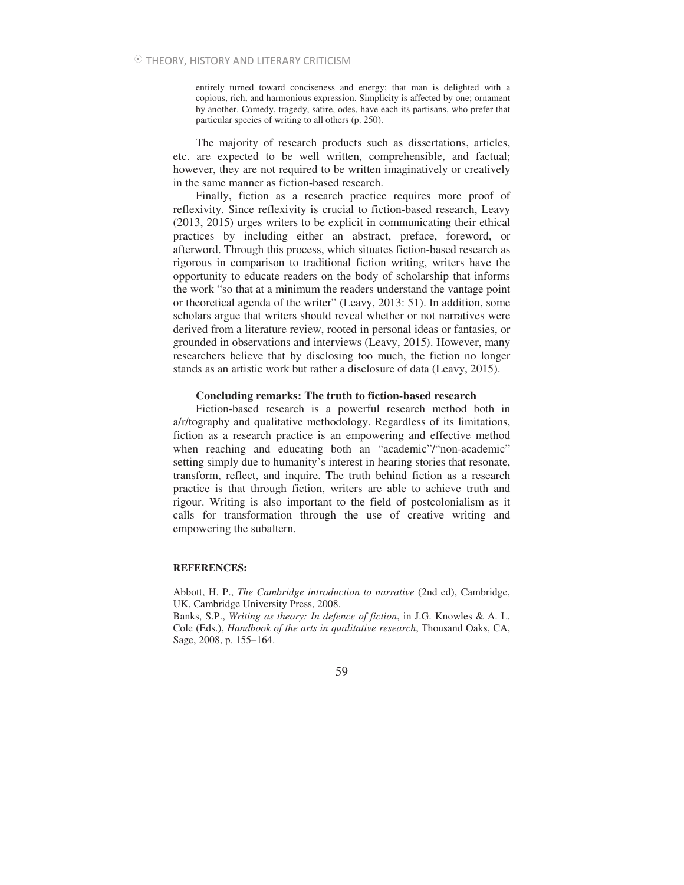> entirely turned toward conciseness and energy; that man is delighted with a copious, rich, and harmonious expression. Simplicity is affected by one; ornament by another. Comedy, tragedy, satire, odes, have each its partisans, who prefer that particular species of writing to all others (p. 250).

The majority of research products such as dissertations, articles, etc. are expected to be well written, comprehensible, and factual; however, they are not required to be written imaginatively or creatively in the same manner as fiction-based research.

Finally, fiction as a research practice requires more proof of reflexivity. Since reflexivity is crucial to fiction-based research, Leavy (2013, 2015) urges writers to be explicit in communicating their ethical practices by including either an abstract, preface, foreword, or afterword. Through this process, which situates fiction-based research as rigorous in comparison to traditional fiction writing, writers have the opportunity to educate readers on the body of scholarship that informs the work "so that at a minimum the readers understand the vantage point or theoretical agenda of the writer" (Leavy, 2013: 51). In addition, some scholars argue that writers should reveal whether or not narratives were derived from a literature review, rooted in personal ideas or fantasies, or grounded in observations and interviews (Leavy, 2015). However, many researchers believe that by disclosing too much, the fiction no longer stands as an artistic work but rather a disclosure of data (Leavy, 2015).

### Concluding remarks: The truth to fiction-based research

Fiction-based research is a powerful research method both in a/r/tography and qualitative methodology. Regardless of its limitations, fiction as a research practice is an empowering and effective method when reaching and educating both an "academic"/"non-academic" setting simply due to humanity's interest in hearing stories that resonate, transform, reflect, and inquire. The truth behind fiction as a research practice is that through fiction, writers are able to achieve truth and rigour. Writing is also important to the field of postcolonialism as it calls for transformation through the use of creative writing and empowering the subaltern.

**REFERENCES:**

Abbott, H. P., *The Cambridge introduction to narrative* (2nd ed), Cambridge, UK, Cambridge University Press, 2008.

Banks, S.P., *Writing as theory: In defence of fiction*, in J.G. Knowles & A. L. Cole (Eds.), *Handbook of the arts in qualitative research*, Thousand Oaks, CA, Sage, 2008, p. 155–164.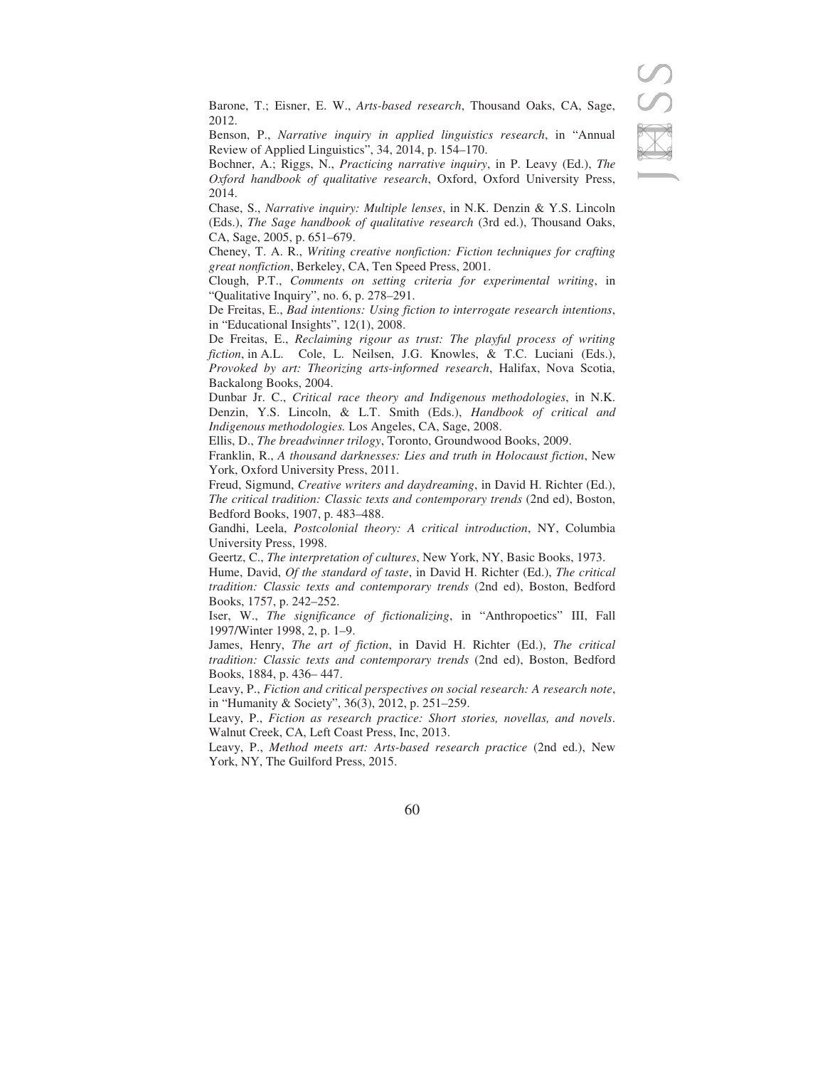Barone, T.; Eisner, E. W., *Arts-based research*, Thousand Oaks, CA, Sage, 2012.

Benson, P., *Narrative inquiry in applied linguistics research*, in "Annual Review of Applied Linguistics", 34, 2014, p. 154–170.

Bochner, A.; Riggs, N., *Practicing narrative inquiry*, in P. Leavy (Ed.), *The Oxford handbook of qualitative research*, Oxford, Oxford University Press, 2014.

Chase, S., *Narrative inquiry: Multiple lenses*, in N.K. Denzin & Y.S. Lincoln (Eds.), *The Sage handbook of qualitative research* (3rd ed.), Thousand Oaks, CA, Sage, 2005, p. 651–679.

Cheney, T. A. R., *Writing creative nonfiction: Fiction techniques for crafting great nonfiction*, Berkeley, CA, Ten Speed Press, 2001.

Clough, P.T., *Comments on setting criteria for experimental writing*, in "Qualitative Inquiry", no. 6, p. 278–291.

De Freitas, E., *Bad intentions: Using fiction to interrogate research intentions*, in "Educational Insights", 12(1), 2008.

De Freitas, E., *Reclaiming rigour as trust: The playful process of writing fiction*, in A.L. Cole, L. Neilsen, J.G. Knowles, & T.C. Luciani (Eds.), *Provoked by art: Theorizing arts-informed research*, Halifax, Nova Scotia, Backalong Books, 2004.

Dunbar Jr. C., *Critical race theory and Indigenous methodologies*, in N.K. Denzin, Y.S. Lincoln, & L.T. Smith (Eds.), *Handbook of critical and Indigenous methodologies.* Los Angeles, CA, Sage, 2008.

Ellis, D., *The breadwinner trilogy*, Toronto, Groundwood Books, 2009.

Franklin, R., *A thousand darknesses: Lies and truth in Holocaust fiction*, New York, Oxford University Press, 2011.

Freud, Sigmund, *Creative writers and daydreaming*, in David H. Richter (Ed.), *The critical tradition: Classic texts and contemporary trends* (2nd ed), Boston, Bedford Books, 1907, p. 483–488.

Gandhi, Leela, *Postcolonial theory: A critical introduction*, NY, Columbia University Press, 1998.

Geertz, C., *The interpretation of cultures*, New York, NY, Basic Books, 1973.

Hume, David, *Of the standard of taste*, in David H. Richter (Ed.), *The critical tradition: Classic texts and contemporary trends* (2nd ed), Boston, Bedford Books, 1757, p. 242–252.

Iser, W., *The significance of fictionalizing*, in "Anthropoetics" III, Fall 1997/Winter 1998, 2, p. 1–9.

James, Henry, *The art of fiction*, in David H. Richter (Ed.), *The critical tradition: Classic texts and contemporary trends* (2nd ed), Boston, Bedford Books, 1884, p. 436– 447.

Leavy, P., *Fiction and critical perspectives on social research: A research note*, in "Humanity & Society", 36(3), 2012, p. 251–259.

Leavy, P., *Fiction as research practice: Short stories, novellas, and novels*. Walnut Creek, CA, Left Coast Press, Inc, 2013.

Leavy, P., *Method meets art: Arts-based research practice* (2nd ed.), New York, NY, The Guilford Press, 2015.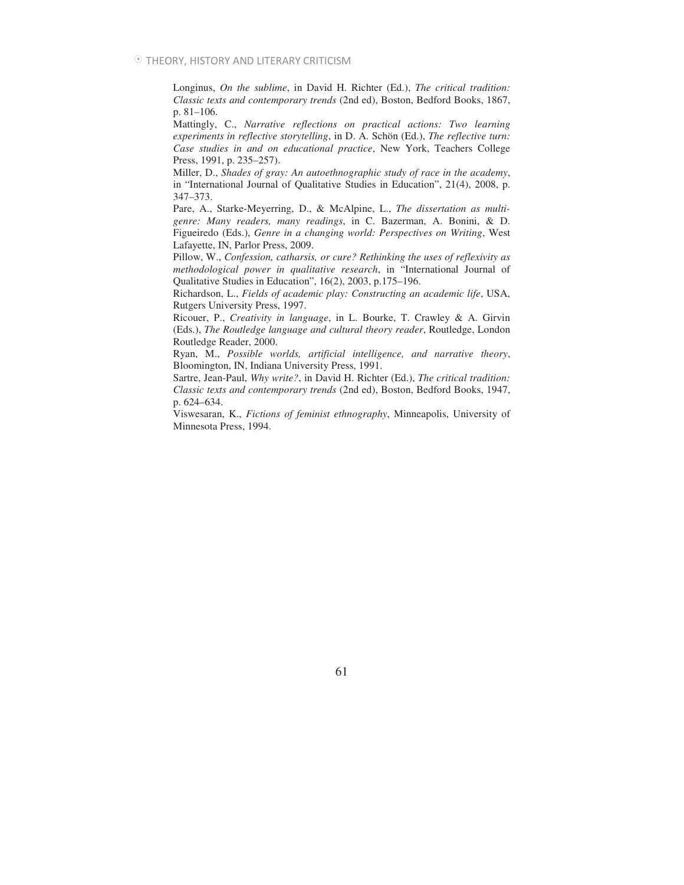Longinus, *On the sublime*, in David H. Richter (Ed.), *The critical tradition: Classic texts and contemporary trends* (2nd ed), Boston, Bedford Books, 1867, p. 81–106.

Mattingly, C., *Narrative reflections on practical actions: Two learning experiments in reflective storytelling*, in D. A. Schön (Ed.), *The reflective turn: Case studies in and on educational practice*, New York, Teachers College Press, 1991, p. 235–257).

Miller, D., *Shades of gray: An autoethnographic study of race in the academy*, in "International Journal of Qualitative Studies in Education", 21(4), 2008, p. 347–373.

Pare, A., Starke-Meyerring, D., & McAlpine, L., *The dissertation as multi-genre: Many readers, many readings*, in C. Bazerman, A. Bonini, & D. Figueiredo (Eds.), *Genre in a changing world: Perspectives on Writing*, West Lafayette, IN, Parlor Press, 2009.

Pillow, W., *Confession, catharsis, or cure? Rethinking the uses of reflexivity as methodological power in qualitative research*, in "International Journal of Qualitative Studies in Education", 16(2), 2003, p.175–196.

Richardson, L., *Fields of academic play: Constructing an academic life*, USA, Rutgers University Press, 1997.

Ricouer, P., *Creativity in language*, in L. Bourke, T. Crawley & A. Girvin (Eds.), *The Routledge language and cultural theory reader*, Routledge, London Routledge Reader, 2000.

Ryan, M., *Possible worlds, artificial intelligence, and narrative theory*, Bloomington, IN, Indiana University Press, 1991.

Sartre, Jean-Paul, *Why write?*, in David H. Richter (Ed.), *The critical tradition: Classic texts and contemporary trends* (2nd ed), Boston, Bedford Books, 1947, p. 624–634.

Viswesaran, K., *Fictions of feminist ethnography*, Minneapolis, University of Minnesota Press, 1994.